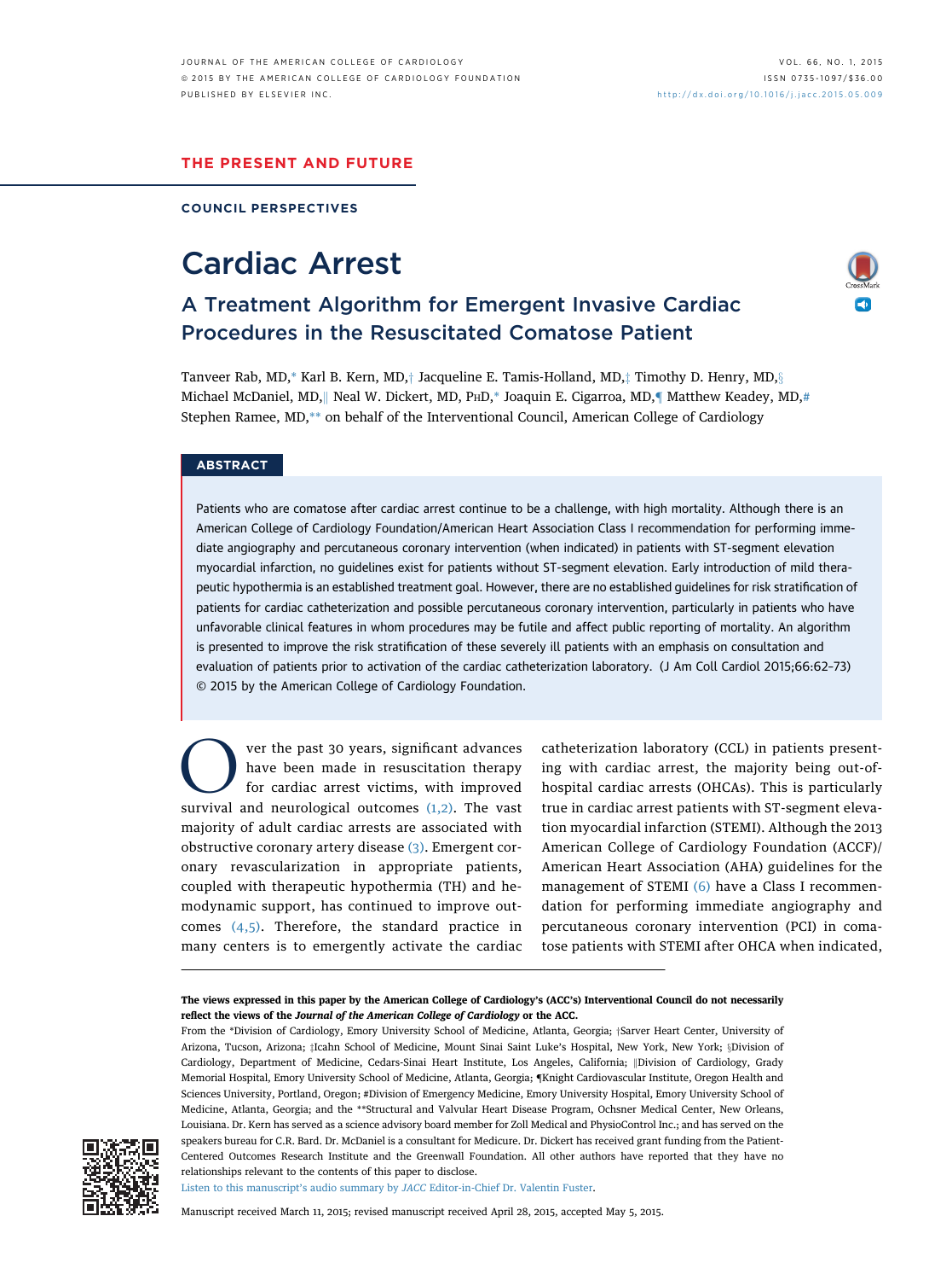THE PRESENT AND FUTURE

COUNCIL PERSPECTIVES

# Cardiac Arrest

## A Treatment Algorithm for Emergent Invasive Cardiac Procedures in the Resuscitated Comatose Patient

Tanveer Rab, MD,* Karl B. Kern, MD,† Jacqueline E. Tamis-Holland, MD,‡ Timothy D. Henry, MD,§ Michael McDaniel, MD,‖ Neal W. Dickert, MD, PhD,* Joaquin E. Cigarroa, MD,¶ Matthew Keadey, MD,# Stephen Ramee, MD,** on behalf of the Interventional Council, American College of Cardiology

### ABSTRACT

Patients who are comatose after cardiac arrest continue to be a challenge, with high mortality. Although there is an American College of Cardiology Foundation/American Heart Association Class I recommendation for performing immediate angiography and percutaneous coronary intervention (when indicated) in patients with ST-segment elevation myocardial infarction, no guidelines exist for patients without ST-segment elevation. Early introduction of mild therapeutic hypothermia is an established treatment goal. However, there are no established guidelines for risk stratification of patients for cardiac catheterization and possible percutaneous coronary intervention, particularly in patients who have unfavorable clinical features in whom procedures may be futile and affect public reporting of mortality. An algorithm is presented to improve the risk stratification of these severely ill patients with an emphasis on consultation and evaluation of patients prior to activation of the cardiac catheterization laboratory. (J Am Coll Cardiol 2015;66:62–73) © 2015 by the American College of Cardiology Foundation.

Over the past 30 years, significant advances have been made in resuscitation therapy for cardiac arrest victims, with improved survival and neurological outcomes (1,2). The vast majority of adult cardiac arrests are associated with obstructive coronary artery disease (3). Emergent coronary revascularization in appropriate patients, coupled with therapeutic hypothermia (TH) and hemodynamic support, has continued to improve outcomes (4,5). Therefore, the standard practice in many centers is to emergently activate the cardiac catheterization laboratory (CCL) in patients presenting with cardiac arrest, the majority being out-of-hospital cardiac arrests (OHCAs). This is particularly true in cardiac arrest patients with ST-segment elevation myocardial infarction (STEMI). Although the 2013 American College of Cardiology Foundation (ACCF)/American Heart Association (AHA) guidelines for the management of STEMI (6) have a Class I recommendation for performing immediate angiography and percutaneous coronary intervention (PCI) in comatose patients with STEMI after OHCA when indicated,

---

**The views expressed in this paper by the American College of Cardiology's (ACC's) Interventional Council do not necessarily reflect the views of the *Journal of the American College of Cardiology* or the ACC.**

From the *Division of Cardiology, Emory University School of Medicine, Atlanta, Georgia; †Sarver Heart Center, University of Arizona, Tucson, Arizona; ‡Icahn School of Medicine, Mount Sinai Saint Luke's Hospital, New York, New York; §Division of Cardiology, Department of Medicine, Cedars-Sinai Heart Institute, Los Angeles, California; ‖Division of Cardiology, Grady Memorial Hospital, Emory University School of Medicine, Atlanta, Georgia; ¶Knight Cardiovascular Institute, Oregon Health and Sciences University, Portland, Oregon; #Division of Emergency Medicine, Emory University Hospital, Emory University School of Medicine, Atlanta, Georgia; and the **Structural and Valvular Heart Disease Program, Ochsner Medical Center, New Orleans, Louisiana. Dr. Kern has served as a science advisory board member for Zoll Medical and PhysioControl Inc.; and has served on the speakers bureau for C.R. Bard. Dr. McDaniel is a consultant for Medicure. Dr. Dickert has received grant funding from the Patient-Centered Outcomes Research Institute and the Greenwall Foundation. All other authors have reported that they have no relationships relevant to the contents of this paper to disclose.

Listen to this manuscript's audio summary by *JACC* Editor-in-Chief Dr. Valentin Fuster.

Manuscript received March 11, 2015; revised manuscript received April 28, 2015, accepted May 5, 2015.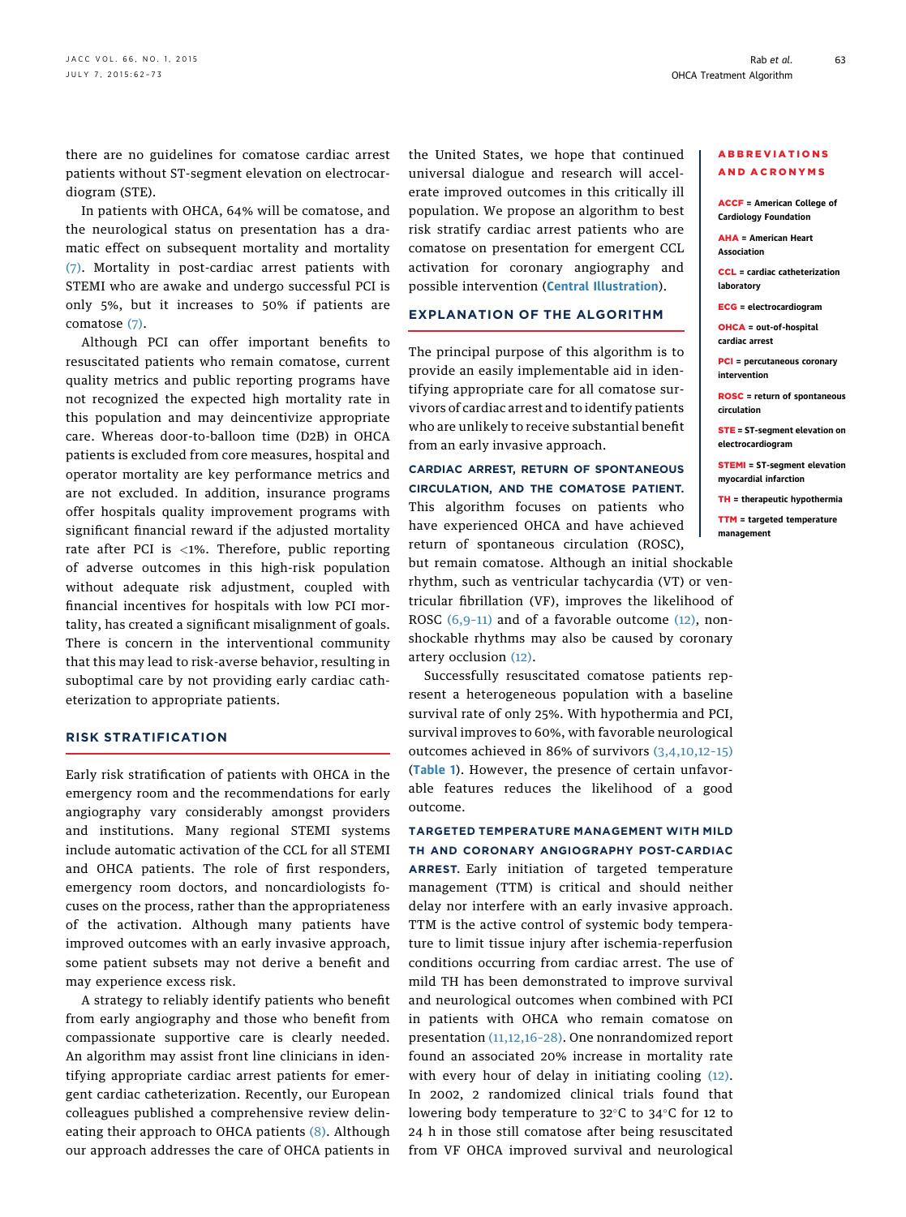there are no guidelines for comatose cardiac arrest patients without ST-segment elevation on electrocardiogram (STE).

In patients with OHCA, 64% will be comatose, and the neurological status on presentation has a dramatic effect on subsequent mortality and mortality (7). Mortality in post-cardiac arrest patients with STEMI who are awake and undergo successful PCI is only 5%, but it increases to 50% if patients are comatose (7).

Although PCI can offer important benefits to resuscitated patients who remain comatose, current quality metrics and public reporting programs have not recognized the expected high mortality rate in this population and may deincentivize appropriate care. Whereas door-to-balloon time (D2B) in OHCA patients is excluded from core measures, hospital and operator mortality are key performance metrics and are not excluded. In addition, insurance programs offer hospitals quality improvement programs with significant financial reward if the adjusted mortality rate after PCI is <1%. Therefore, public reporting of adverse outcomes in this high-risk population without adequate risk adjustment, coupled with financial incentives for hospitals with low PCI mortality, has created a significant misalignment of goals. There is concern in the interventional community that this may lead to risk-averse behavior, resulting in suboptimal care by not providing early cardiac catheterization to appropriate patients.

## RISK STRATIFICATION

Early risk stratification of patients with OHCA in the emergency room and the recommendations for early angiography vary considerably amongst providers and institutions. Many regional STEMI systems include automatic activation of the CCL for all STEMI and OHCA patients. The role of first responders, emergency room doctors, and noncardiologists focuses on the process, rather than the appropriateness of the activation. Although many patients have improved outcomes with an early invasive approach, some patient subsets may not derive a benefit and may experience excess risk.

A strategy to reliably identify patients who benefit from early angiography and those who benefit from compassionate supportive care is clearly needed. An algorithm may assist front line clinicians in identifying appropriate cardiac arrest patients for emergent cardiac catheterization. Recently, our European colleagues published a comprehensive review delineating their approach to OHCA patients (8). Although our approach addresses the care of OHCA patients in the United States, we hope that continued universal dialogue and research will accelerate improved outcomes in this critically ill population. We propose an algorithm to best risk stratify cardiac arrest patients who are comatose on presentation for emergent CCL activation for coronary angiography and possible intervention (**Central Illustration**).

**ABBREVIATIONS AND ACRONYMS**

**ACCF** = American College of Cardiology Foundation

**AHA** = American Heart Association

**CCL** = cardiac catheterization laboratory

**ECG** = electrocardiogram

**OHCA** = out-of-hospital cardiac arrest

**PCI** = percutaneous coronary intervention

**ROSC** = return of spontaneous circulation

**STE** = ST-segment elevation on electrocardiogram

**STEMI** = ST-segment elevation myocardial infarction

**TH** = therapeutic hypothermia

**TTM** = targeted temperature management

## EXPLANATION OF THE ALGORITHM

The principal purpose of this algorithm is to provide an easily implementable aid in identifying appropriate care for all comatose survivors of cardiac arrest and to identify patients who are unlikely to receive substantial benefit from an early invasive approach.

**CARDIAC ARREST, RETURN OF SPONTANEOUS CIRCULATION, AND THE COMATOSE PATIENT.** This algorithm focuses on patients who have experienced OHCA and have achieved return of spontaneous circulation (ROSC), but remain comatose. Although an initial shockable rhythm, such as ventricular tachycardia (VT) or ventricular fibrillation (VF), improves the likelihood of ROSC (6,9–11) and of a favorable outcome (12), nonshockable rhythms may also be caused by coronary artery occlusion (12).

Successfully resuscitated comatose patients represent a heterogeneous population with a baseline survival rate of only 25%. With hypothermia and PCI, survival improves to 60%, with favorable neurological outcomes achieved in 86% of survivors (3,4,10,12–15) (**Table 1**). However, the presence of certain unfavorable features reduces the likelihood of a good outcome.

**TARGETED TEMPERATURE MANAGEMENT WITH MILD TH AND CORONARY ANGIOGRAPHY POST-CARDIAC ARREST.** Early initiation of targeted temperature management (TTM) is critical and should neither delay nor interfere with an early invasive approach. TTM is the active control of systemic body temperature to limit tissue injury after ischemia-reperfusion conditions occurring from cardiac arrest. The use of mild TH has been demonstrated to improve survival and neurological outcomes when combined with PCI in patients with OHCA who remain comatose on presentation (11,12,16–28). One nonrandomized report found an associated 20% increase in mortality rate with every hour of delay in initiating cooling (12). In 2002, 2 randomized clinical trials found that lowering body temperature to 32°C to 34°C for 12 to 24 h in those still comatose after being resuscitated from VF OHCA improved survival and neurological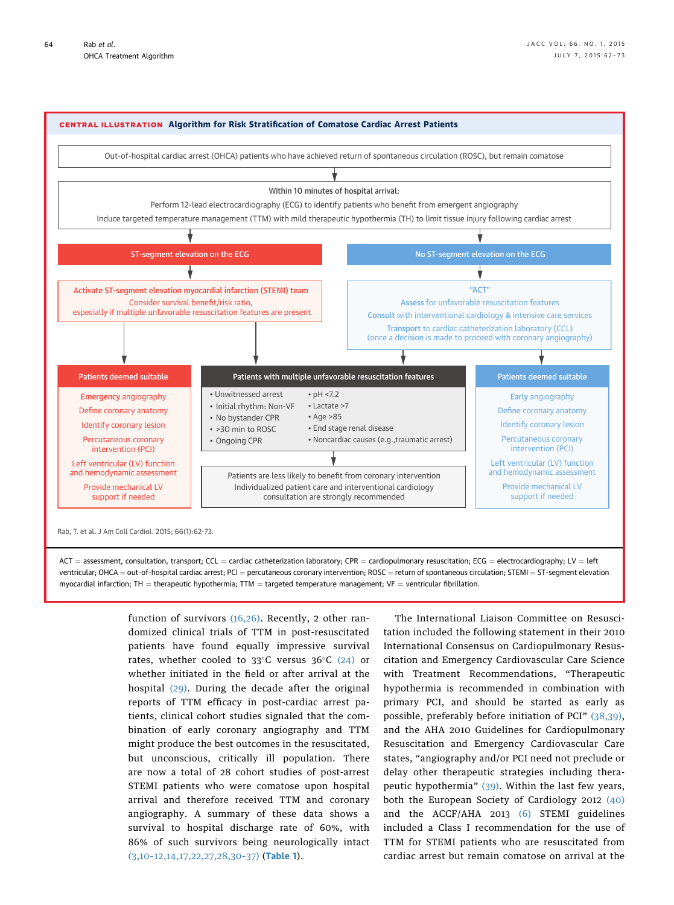**CENTRAL ILLUSTRATION Algorithm for Risk Stratification of Comatose Cardiac Arrest Patients**

Out-of-hospital cardiac arrest (OHCA) patients who have achieved return of spontaneous circulation (ROSC), but remain comatose

Within 10 minutes of hospital arrival:
Perform 12-lead electrocardiography (ECG) to identify patients who benefit from emergent angiography
Induce targeted temperature management (TTM) with mild therapeutic hypothermia (TH) to limit tissue injury following cardiac arrest

**ST-segment elevation on the ECG**

Activate ST-segment elevation myocardial infarction (STEMI) team
Consider survival benefit/risk ratio,
especially if multiple unfavorable resuscitation features are present

**Patients deemed suitable**

- Emergency angiography
- Define coronary anatomy
- Identify coronary lesion
- Percutaneous coronary intervention (PCI)
- Left ventricular (LV) function and hemodynamic assessment
- Provide mechanical LV support if needed

**No ST-segment elevation on the ECG**

"ACT"
Assess for unfavorable resuscitation features
Consult with interventional cardiology & intensive care services
Transport to cardiac catheterization laboratory (CCL)
(once a decision is made to proceed with coronary angiography)

**Patients deemed suitable**

- Early angiography
- Define coronary anatomy
- Identify coronary lesion
- Percutaneous coronary intervention (PCI)
- Left ventricular (LV) function and hemodynamic assessment
- Provide mechanical LV support if needed

**Patients with multiple unfavorable resuscitation features**

- Unwitnessed arrest
- Initial rhythm: Non-VF
- No bystander CPR
- >30 min to ROSC
- Ongoing CPR
- pH <7.2
- Lactate >7
- Age >85
- End stage renal disease
- Noncardiac causes (e.g.,traumatic arrest)

Patients are less likely to benefit from coronary intervention
Individualized patient care and interventional cardiology consultation are strongly recommended

Rab, T. et al. J Am Coll Cardiol. 2015; 66(1):62–73.

ACT = assessment, consultation, transport; CCL = cardiac catheterization laboratory; CPR = cardiopulmonary resuscitation; ECG = electrocardiography; LV = left ventricular; OHCA = out-of-hospital cardiac arrest; PCI = percutaneous coronary intervention; ROSC = return of spontaneous circulation; STEMI = ST-segment elevation myocardial infarction; TH = therapeutic hypothermia; TTM = targeted temperature management; VF = ventricular fibrillation.

function of survivors (16,26). Recently, 2 other randomized clinical trials of TTM in post-resuscitated patients have found equally impressive survival rates, whether cooled to 33°C versus 36°C (24) or whether initiated in the field or after arrival at the hospital (29). During the decade after the original reports of TTM efficacy in post-cardiac arrest patients, clinical cohort studies signaled that the combination of early coronary angiography and TTM might produce the best outcomes in the resuscitated, but unconscious, critically ill population. There are now a total of 28 cohort studies of post-arrest STEMI patients who were comatose upon hospital arrival and therefore received TTM and coronary angiography. A summary of these data shows a survival to hospital discharge rate of 60%, with 86% of such survivors being neurologically intact (3,10-12,14,17,22,27,28,30-37) (**Table 1**).

The International Liaison Committee on Resuscitation included the following statement in their 2010 International Consensus on Cardiopulmonary Resuscitation and Emergency Cardiovascular Care Science with Treatment Recommendations, "Therapeutic hypothermia is recommended in combination with primary PCI, and should be started as early as possible, preferably before initiation of PCI" (38,39), and the AHA 2010 Guidelines for Cardiopulmonary Resuscitation and Emergency Cardiovascular Care states, "angiography and/or PCI need not preclude or delay other therapeutic strategies including therapeutic hypothermia" (39). Within the last few years, both the European Society of Cardiology 2012 (40) and the ACCF/AHA 2013 (6) STEMI guidelines included a Class I recommendation for the use of TTM for STEMI patients who are resuscitated from cardiac arrest but remain comatose on arrival at the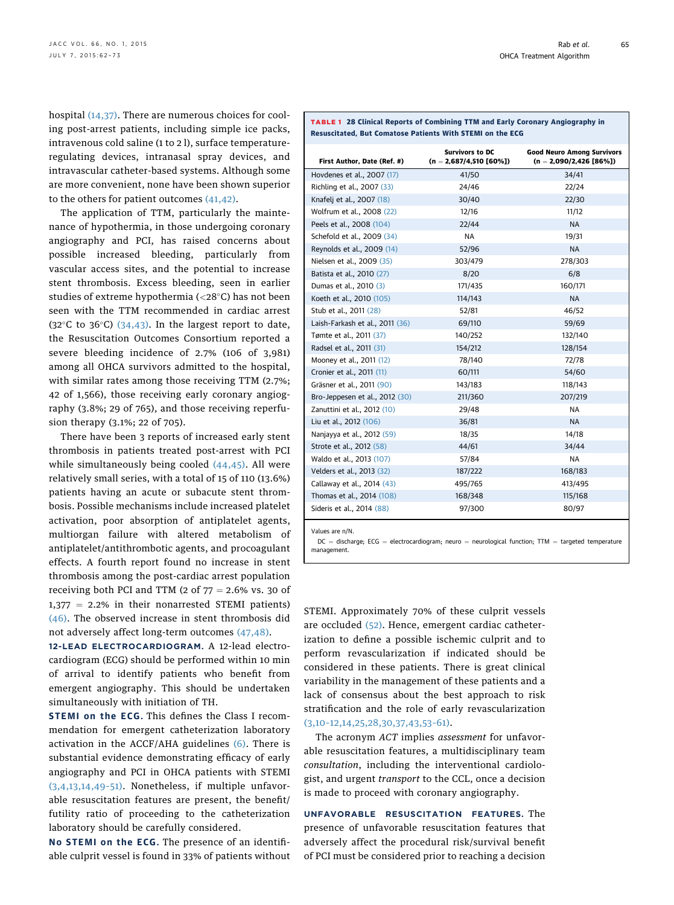hospital (14,37). There are numerous choices for cooling post-arrest patients, including simple ice packs, intravenous cold saline (1 to 2 l), surface temperature-regulating devices, intranasal spray devices, and intravascular catheter-based systems. Although some are more convenient, none have been shown superior to the others for patient outcomes (41,42).

The application of TTM, particularly the maintenance of hypothermia, in those undergoing coronary angiography and PCI, has raised concerns about possible increased bleeding, particularly from vascular access sites, and the potential to increase stent thrombosis. Excess bleeding, seen in earlier studies of extreme hypothermia (<28°C) has not been seen with the TTM recommended in cardiac arrest (32°C to 36°C) (34,43). In the largest report to date, the Resuscitation Outcomes Consortium reported a severe bleeding incidence of 2.7% (106 of 3,981) among all OHCA survivors admitted to the hospital, with similar rates among those receiving TTM (2.7%; 42 of 1,566), those receiving early coronary angiography (3.8%; 29 of 765), and those receiving reperfusion therapy (3.1%; 22 of 705).

There have been 3 reports of increased early stent thrombosis in patients treated post-arrest with PCI while simultaneously being cooled (44,45). All were relatively small series, with a total of 15 of 110 (13.6%) patients having an acute or subacute stent thrombosis. Possible mechanisms include increased platelet activation, poor absorption of antiplatelet agents, multiorgan failure with altered metabolism of antiplatelet/antithrombotic agents, and procoagulant effects. A fourth report found no increase in stent thrombosis among the post-cardiac arrest population receiving both PCI and TTM (2 of 77 = 2.6% vs. 30 of 1,377 = 2.2% in their nonarrested STEMI patients) (46). The observed increase in stent thrombosis did not adversely affect long-term outcomes (47,48).

**12-LEAD ELECTROCARDIOGRAM.** A 12-lead electrocardiogram (ECG) should be performed within 10 min of arrival to identify patients who benefit from emergent angiography. This should be undertaken simultaneously with initiation of TH.

**STEMI on the ECG.** This defines the Class I recommendation for emergent catheterization laboratory activation in the ACCF/AHA guidelines (6). There is substantial evidence demonstrating efficacy of early angiography and PCI in OHCA patients with STEMI (3,4,13,14,49–51). Nonetheless, if multiple unfavorable resuscitation features are present, the benefit/futility ratio of proceeding to the catheterization laboratory should be carefully considered.

**No STEMI on the ECG.** The presence of an identifiable culprit vessel is found in 33% of patients without STEMI. Approximately 70% of these culprit vessels are occluded (52). Hence, emergent cardiac catheterization to define a possible ischemic culprit and to perform revascularization if indicated should be considered in these patients. There is great clinical variability in the management of these patients and a lack of consensus about the best approach to risk stratification and the role of early revascularization (3,10–12,14,25,28,30,37,43,53–61).

The acronym *ACT* implies *assessment* for unfavorable resuscitation features, a multidisciplinary team *consultation*, including the interventional cardiologist, and urgent *transport* to the CCL, once a decision is made to proceed with coronary angiography.

**TABLE 1** 28 Clinical Reports of Combining TTM and Early Coronary Angiography in Resuscitated, But Comatose Patients With STEMI on the ECG

| First Author, Date (Ref. #) | Survivors to DC (n = 2,687/4,510 [60%]) | Good Neuro Among Survivors (n = 2,090/2,426 [86%]) |
|---|---|---|
| Hovdenes et al., 2007 (17) | 41/50 | 34/41 |
| Richling et al., 2007 (33) | 24/46 | 22/24 |
| Knafelj et al., 2007 (18) | 30/40 | 22/30 |
| Wolfrum et al., 2008 (22) | 12/16 | 11/12 |
| Peels et al., 2008 (104) | 22/44 | NA |
| Schefold et al., 2009 (34) | NA | 19/31 |
| Reynolds et al., 2009 (14) | 52/96 | NA |
| Nielsen et al., 2009 (35) | 303/479 | 278/303 |
| Batista et al., 2010 (27) | 8/20 | 6/8 |
| Dumas et al., 2010 (3) | 171/435 | 160/171 |
| Koeth et al., 2010 (105) | 114/143 | NA |
| Stub et al., 2011 (28) | 52/81 | 46/52 |
| Laish-Farkash et al., 2011 (36) | 69/110 | 59/69 |
| Tømte et al., 2011 (37) | 140/252 | 132/140 |
| Radsel et al., 2011 (31) | 154/212 | 128/154 |
| Mooney et al., 2011 (12) | 78/140 | 72/78 |
| Cronier et al., 2011 (11) | 60/111 | 54/60 |
| Gräsner et al., 2011 (90) | 143/183 | 118/143 |
| Bro-Jeppesen et al., 2012 (30) | 211/360 | 207/219 |
| Zanuttini et al., 2012 (10) | 29/48 | NA |
| Liu et al., 2012 (106) | 36/81 | NA |
| Nanjayya et al., 2012 (59) | 18/35 | 14/18 |
| Strote et al., 2012 (58) | 44/61 | 34/44 |
| Waldo et al., 2013 (107) | 57/84 | NA |
| Velders et al., 2013 (32) | 187/222 | 168/183 |
| Callaway et al., 2014 (43) | 495/765 | 413/495 |
| Thomas et al., 2014 (108) | 168/348 | 115/168 |
| Sideris et al., 2014 (88) | 97/300 | 80/97 |

Values are n/N.
DC = discharge; ECG = electrocardiogram; neuro = neurological function; TTM = targeted temperature management.

**UNFAVORABLE RESUSCITATION FEATURES.** The presence of unfavorable resuscitation features that adversely affect the procedural risk/survival benefit of PCI must be considered prior to reaching a decision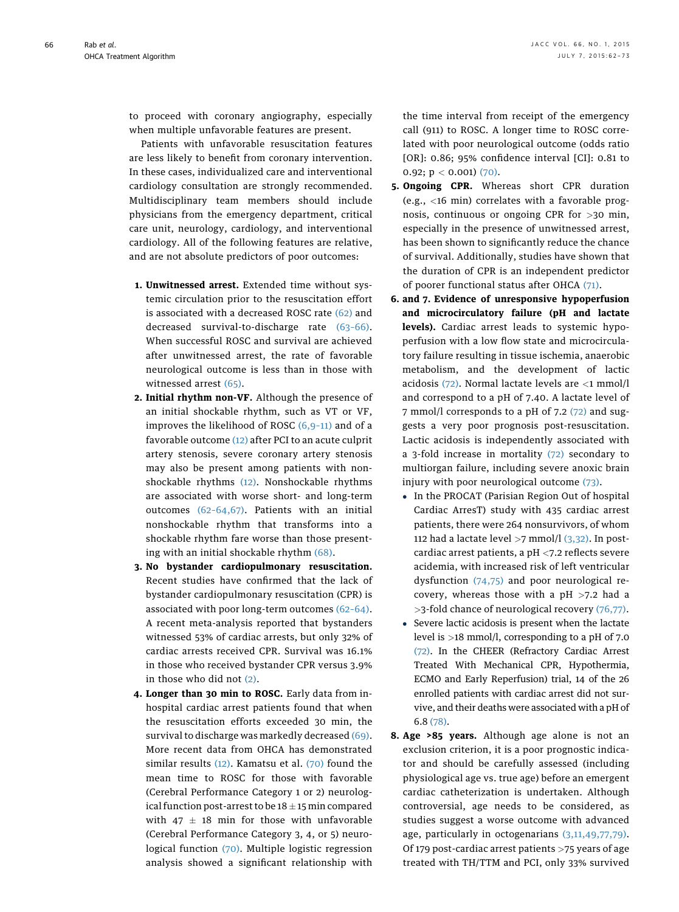to proceed with coronary angiography, especially when multiple unfavorable features are present.

Patients with unfavorable resuscitation features are less likely to benefit from coronary intervention. In these cases, individualized care and interventional cardiology consultation are strongly recommended. Multidisciplinary team members should include physicians from the emergency department, critical care unit, neurology, cardiology, and interventional cardiology. All of the following features are relative, and are not absolute predictors of poor outcomes:

1. **Unwitnessed arrest.** Extended time without systemic circulation prior to the resuscitation effort is associated with a decreased ROSC rate (62) and decreased survival-to-discharge rate (63–66). When successful ROSC and survival are achieved after unwitnessed arrest, the rate of favorable neurological outcome is less than in those with witnessed arrest (65).
2. **Initial rhythm non-VF.** Although the presence of an initial shockable rhythm, such as VT or VF, improves the likelihood of ROSC (6,9–11) and of a favorable outcome (12) after PCI to an acute culprit artery stenosis, severe coronary artery stenosis may also be present among patients with nonshockable rhythms (12). Nonshockable rhythms are associated with worse short- and long-term outcomes (62–64,67). Patients with an initial nonshockable rhythm that transforms into a shockable rhythm fare worse than those presenting with an initial shockable rhythm (68).
3. **No bystander cardiopulmonary resuscitation.** Recent studies have confirmed that the lack of bystander cardiopulmonary resuscitation (CPR) is associated with poor long-term outcomes (62–64). A recent meta-analysis reported that bystanders witnessed 53% of cardiac arrests, but only 32% of cardiac arrests received CPR. Survival was 16.1% in those who received bystander CPR versus 3.9% in those who did not (2).
4. **Longer than 30 min to ROSC.** Early data from in-hospital cardiac arrest patients found that when the resuscitation efforts exceeded 30 min, the survival to discharge was markedly decreased (69). More recent data from OHCA has demonstrated similar results (12). Kamatsu et al. (70) found the mean time to ROSC for those with favorable (Cerebral Performance Category 1 or 2) neurological function post-arrest to be 18 ± 15 min compared with 47 ± 18 min for those with unfavorable (Cerebral Performance Category 3, 4, or 5) neurological function (70). Multiple logistic regression analysis showed a significant relationship with the time interval from receipt of the emergency call (911) to ROSC. A longer time to ROSC correlated with poor neurological outcome (odds ratio [OR]: 0.86; 95% confidence interval [CI]: 0.81 to 0.92; $p < 0.001$) (70).
5. **Ongoing CPR.** Whereas short CPR duration (e.g., <16 min) correlates with a favorable prognosis, continuous or ongoing CPR for >30 min, especially in the presence of unwitnessed arrest, has been shown to significantly reduce the chance of survival. Additionally, studies have shown that the duration of CPR is an independent predictor of poorer functional status after OHCA (71).
6. **and 7. Evidence of unresponsive hypoperfusion and microcirculatory failure (pH and lactate levels).** Cardiac arrest leads to systemic hypoperfusion with a low flow state and microcirculatory failure resulting in tissue ischemia, anaerobic metabolism, and the development of lactic acidosis (72). Normal lactate levels are <1 mmol/l and correspond to a pH of 7.40. A lactate level of 7 mmol/l corresponds to a pH of 7.2 (72) and suggests a very poor prognosis post-resuscitation. Lactic acidosis is independently associated with a 3-fold increase in mortality (72) secondary to multiorgan failure, including severe anoxic brain injury with poor neurological outcome (73).
   - In the PROCAT (Parisian Region Out of hospital Cardiac ArresT) study with 435 cardiac arrest patients, there were 264 nonsurvivors, of whom 112 had a lactate level >7 mmol/l (3,32). In post-cardiac arrest patients, a pH <7.2 reflects severe acidemia, with increased risk of left ventricular dysfunction (74,75) and poor neurological recovery, whereas those with a pH >7.2 had a >3-fold chance of neurological recovery (76,77).
   - Severe lactic acidosis is present when the lactate level is >18 mmol/l, corresponding to a pH of 7.0 (72). In the CHEER (Refractory Cardiac Arrest Treated With Mechanical CPR, Hypothermia, ECMO and Early Reperfusion) trial, 14 of the 26 enrolled patients with cardiac arrest did not survive, and their deaths were associated with a pH of 6.8 (78).
8. **Age >85 years.** Although age alone is not an exclusion criterion, it is a poor prognostic indicator and should be carefully assessed (including physiological age vs. true age) before an emergent cardiac catheterization is undertaken. Although controversial, age needs to be considered, as studies suggest a worse outcome with advanced age, particularly in octogenarians (3,11,49,77,79). Of 179 post-cardiac arrest patients >75 years of age treated with TH/TTM and PCI, only 33% survived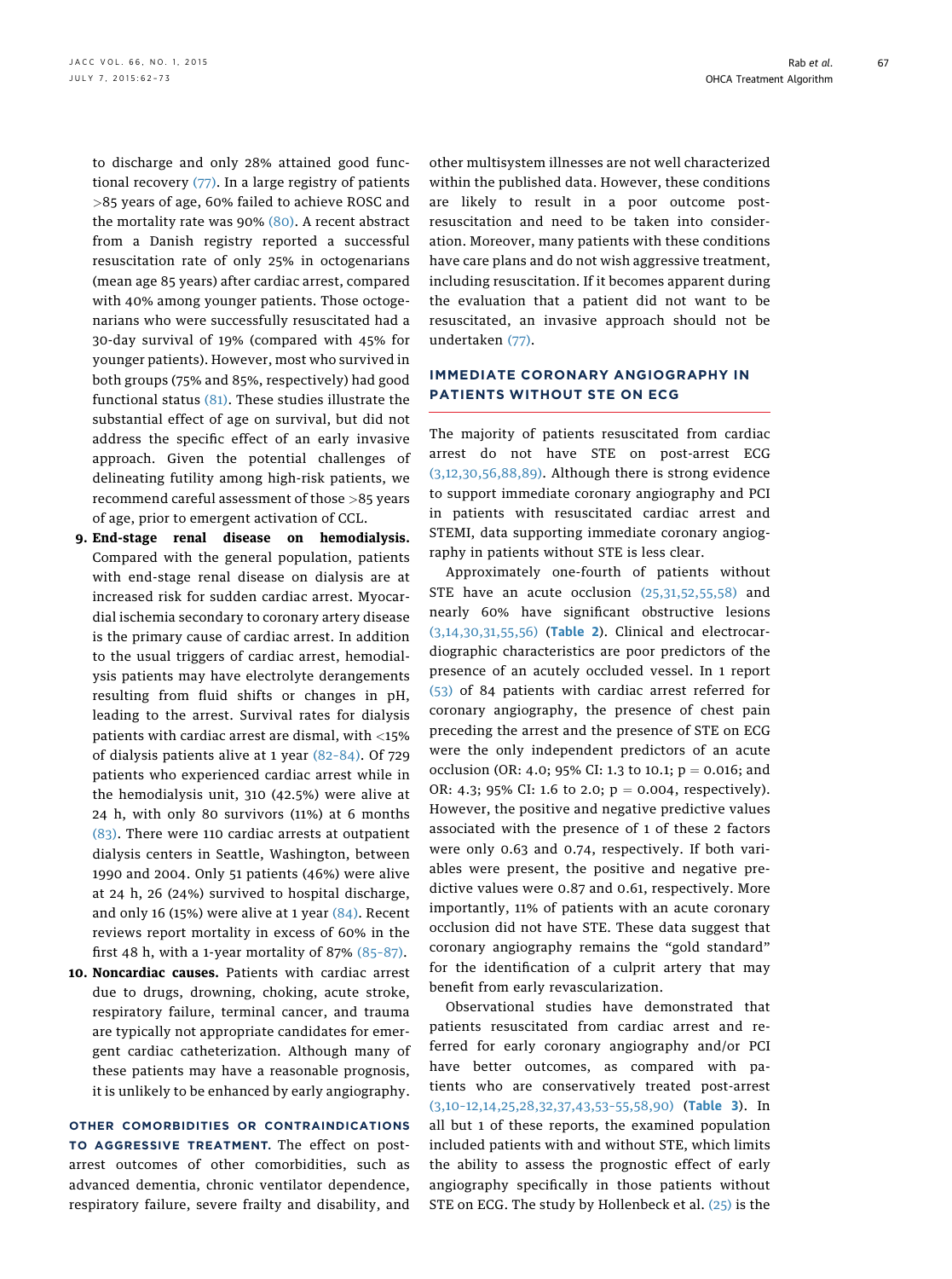to discharge and only 28% attained good functional recovery (77). In a large registry of patients >85 years of age, 60% failed to achieve ROSC and the mortality rate was 90% (80). A recent abstract from a Danish registry reported a successful resuscitation rate of only 25% in octogenarians (mean age 85 years) after cardiac arrest, compared with 40% among younger patients. Those octogenarians who were successfully resuscitated had a 30-day survival of 19% (compared with 45% for younger patients). However, most who survived in both groups (75% and 85%, respectively) had good functional status (81). These studies illustrate the substantial effect of age on survival, but did not address the specific effect of an early invasive approach. Given the potential challenges of delineating futility among high-risk patients, we recommend careful assessment of those >85 years of age, prior to emergent activation of CCL.

9. **End-stage renal disease on hemodialysis.** Compared with the general population, patients with end-stage renal disease on dialysis are at increased risk for sudden cardiac arrest. Myocardial ischemia secondary to coronary artery disease is the primary cause of cardiac arrest. In addition to the usual triggers of cardiac arrest, hemodialysis patients may have electrolyte derangements resulting from fluid shifts or changes in pH, leading to the arrest. Survival rates for dialysis patients with cardiac arrest are dismal, with <15% of dialysis patients alive at 1 year (82–84). Of 729 patients who experienced cardiac arrest while in the hemodialysis unit, 310 (42.5%) were alive at 24 h, with only 80 survivors (11%) at 6 months (83). There were 110 cardiac arrests at outpatient dialysis centers in Seattle, Washington, between 1990 and 2004. Only 51 patients (46%) were alive at 24 h, 26 (24%) survived to hospital discharge, and only 16 (15%) were alive at 1 year (84). Recent reviews report mortality in excess of 60% in the first 48 h, with a 1-year mortality of 87% (85–87).
10. **Noncardiac causes.** Patients with cardiac arrest due to drugs, drowning, choking, acute stroke, respiratory failure, terminal cancer, and trauma are typically not appropriate candidates for emergent cardiac catheterization. Although many of these patients may have a reasonable prognosis, it is unlikely to be enhanced by early angiography.

**OTHER COMORBIDITIES OR CONTRAINDICATIONS TO AGGRESSIVE TREATMENT.** The effect on post-arrest outcomes of other comorbidities, such as advanced dementia, chronic ventilator dependence, respiratory failure, severe frailty and disability, and other multisystem illnesses are not well characterized within the published data. However, these conditions are likely to result in a poor outcome post-resuscitation and need to be taken into consideration. Moreover, many patients with these conditions have care plans and do not wish aggressive treatment, including resuscitation. If it becomes apparent during the evaluation that a patient did not want to be resuscitated, an invasive approach should not be undertaken (77).

## IMMEDIATE CORONARY ANGIOGRAPHY IN PATIENTS WITHOUT STE ON ECG

The majority of patients resuscitated from cardiac arrest do not have STE on post-arrest ECG (3,12,30,56,88,89). Although there is strong evidence to support immediate coronary angiography and PCI in patients with resuscitated cardiac arrest and STEMI, data supporting immediate coronary angiography in patients without STE is less clear.

Approximately one-fourth of patients without STE have an acute occlusion (25,31,52,55,58) and nearly 60% have significant obstructive lesions (3,14,30,31,55,56) (**Table 2**). Clinical and electrocardiographic characteristics are poor predictors of the presence of an acutely occluded vessel. In 1 report (53) of 84 patients with cardiac arrest referred for coronary angiography, the presence of chest pain preceding the arrest and the presence of STE on ECG were the only independent predictors of an acute occlusion (OR: 4.0; 95% CI: 1.3 to 10.1; $p = 0.016$; and OR: 4.3; 95% CI: 1.6 to 2.0; $p = 0.004$, respectively). However, the positive and negative predictive values associated with the presence of 1 of these 2 factors were only 0.63 and 0.74, respectively. If both variables were present, the positive and negative predictive values were 0.87 and 0.61, respectively. More importantly, 11% of patients with an acute coronary occlusion did not have STE. These data suggest that coronary angiography remains the "gold standard" for the identification of a culprit artery that may benefit from early revascularization.

Observational studies have demonstrated that patients resuscitated from cardiac arrest and referred for early coronary angiography and/or PCI have better outcomes, as compared with patients who are conservatively treated post-arrest (3,10–12,14,25,28,32,37,43,53–55,58,90) (**Table 3**). In all but 1 of these reports, the examined population included patients with and without STE, which limits the ability to assess the prognostic effect of early angiography specifically in those patients without STE on ECG. The study by Hollenbeck et al. (25) is the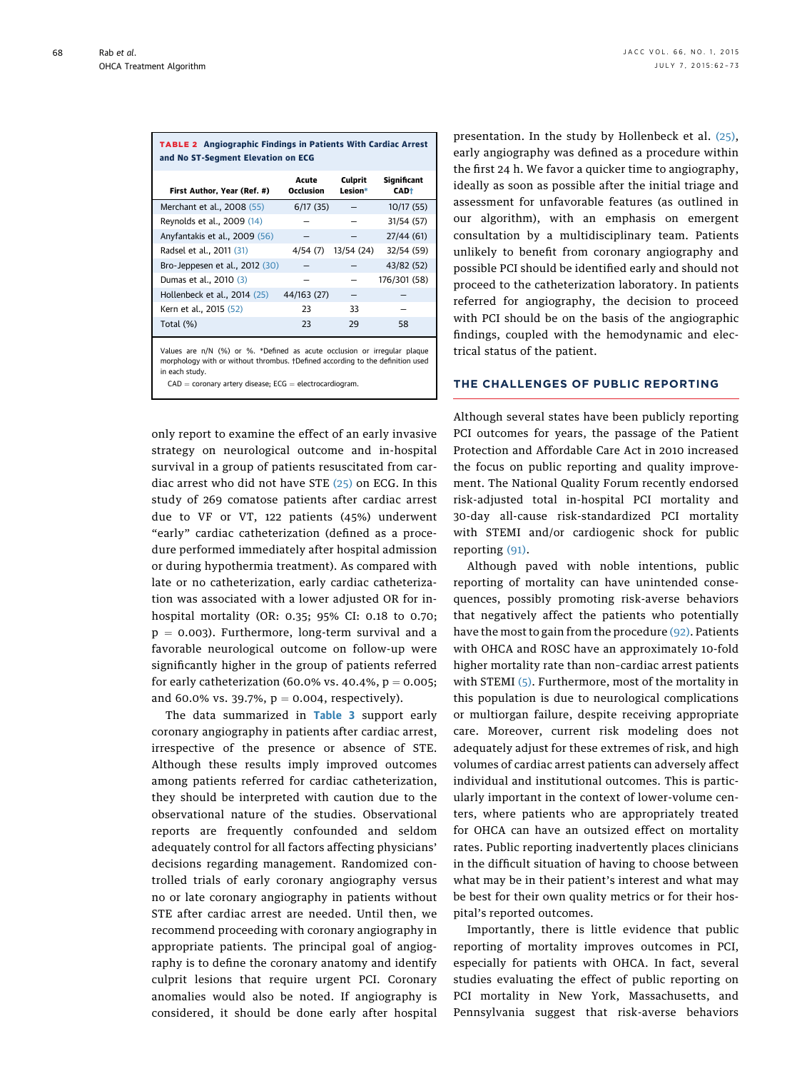**TABLE 2 Angiographic Findings in Patients With Cardiac Arrest and No ST-Segment Elevation on ECG**

| First Author, Year (Ref. #) | Acute Occlusion | Culprit Lesion* | Significant CAD† |
|---|---|---|---|
| Merchant et al., 2008 (55) | 6/17 (35) | – | 10/17 (55) |
| Reynolds et al., 2009 (14) | – | – | 31/54 (57) |
| Anyfantakis et al., 2009 (56) | – | – | 27/44 (61) |
| Radsel et al., 2011 (31) | 4/54 (7) | 13/54 (24) | 32/54 (59) |
| Bro-Jeppesen et al., 2012 (30) | – | – | 43/82 (52) |
| Dumas et al., 2010 (3) | – | – | 176/301 (58) |
| Hollenbeck et al., 2014 (25) | 44/163 (27) | – | – |
| Kern et al., 2015 (52) | 23 | 33 | – |
| Total (%) | 23 | 29 | 58 |

Values are n/N (%) or %. *Defined as acute occlusion or irregular plaque morphology with or without thrombus. †Defined according to the definition used in each study.

CAD = coronary artery disease; ECG = electrocardiogram.

only report to examine the effect of an early invasive strategy on neurological outcome and in-hospital survival in a group of patients resuscitated from cardiac arrest who did not have STE (25) on ECG. In this study of 269 comatose patients after cardiac arrest due to VF or VT, 122 patients (45%) underwent "early" cardiac catheterization (defined as a procedure performed immediately after hospital admission or during hypothermia treatment). As compared with late or no catheterization, early cardiac catheterization was associated with a lower adjusted OR for in-hospital mortality (OR: 0.35; 95% CI: 0.18 to 0.70; $p = 0.003$). Furthermore, long-term survival and a favorable neurological outcome on follow-up were significantly higher in the group of patients referred for early catheterization (60.0% vs. 40.4%, $p = 0.005$; and 60.0% vs. 39.7%, $p = 0.004$, respectively).

The data summarized in Table 3 support early coronary angiography in patients after cardiac arrest, irrespective of the presence or absence of STE. Although these results imply improved outcomes among patients referred for cardiac catheterization, they should be interpreted with caution due to the observational nature of the studies. Observational reports are frequently confounded and seldom adequately control for all factors affecting physicians' decisions regarding management. Randomized controlled trials of early coronary angiography versus no or late coronary angiography in patients without STE after cardiac arrest are needed. Until then, we recommend proceeding with coronary angiography in appropriate patients. The principal goal of angiography is to define the coronary anatomy and identify culprit lesions that require urgent PCI. Coronary anomalies would also be noted. If angiography is considered, it should be done early after hospital presentation. In the study by Hollenbeck et al. (25), early angiography was defined as a procedure within the first 24 h. We favor a quicker time to angiography, ideally as soon as possible after the initial triage and assessment for unfavorable features (as outlined in our algorithm), with an emphasis on emergent consultation by a multidisciplinary team. Patients unlikely to benefit from coronary angiography and possible PCI should be identified early and should not proceed to the catheterization laboratory. In patients referred for angiography, the decision to proceed with PCI should be on the basis of the angiographic findings, coupled with the hemodynamic and electrical status of the patient.

## THE CHALLENGES OF PUBLIC REPORTING

Although several states have been publicly reporting PCI outcomes for years, the passage of the Patient Protection and Affordable Care Act in 2010 increased the focus on public reporting and quality improvement. The National Quality Forum recently endorsed risk-adjusted total in-hospital PCI mortality and 30-day all-cause risk-standardized PCI mortality with STEMI and/or cardiogenic shock for public reporting (91).

Although paved with noble intentions, public reporting of mortality can have unintended consequences, possibly promoting risk-averse behaviors that negatively affect the patients who potentially have the most to gain from the procedure (92). Patients with OHCA and ROSC have an approximately 10-fold higher mortality rate than non-cardiac arrest patients with STEMI (5). Furthermore, most of the mortality in this population is due to neurological complications or multiorgan failure, despite receiving appropriate care. Moreover, current risk modeling does not adequately adjust for these extremes of risk, and high volumes of cardiac arrest patients can adversely affect individual and institutional outcomes. This is particularly important in the context of lower-volume centers, where patients who are appropriately treated for OHCA can have an outsized effect on mortality rates. Public reporting inadvertently places clinicians in the difficult situation of having to choose between what may be in their patient's interest and what may be best for their own quality metrics or for their hospital's reported outcomes.

Importantly, there is little evidence that public reporting of mortality improves outcomes in PCI, especially for patients with OHCA. In fact, several studies evaluating the effect of public reporting on PCI mortality in New York, Massachusetts, and Pennsylvania suggest that risk-averse behaviors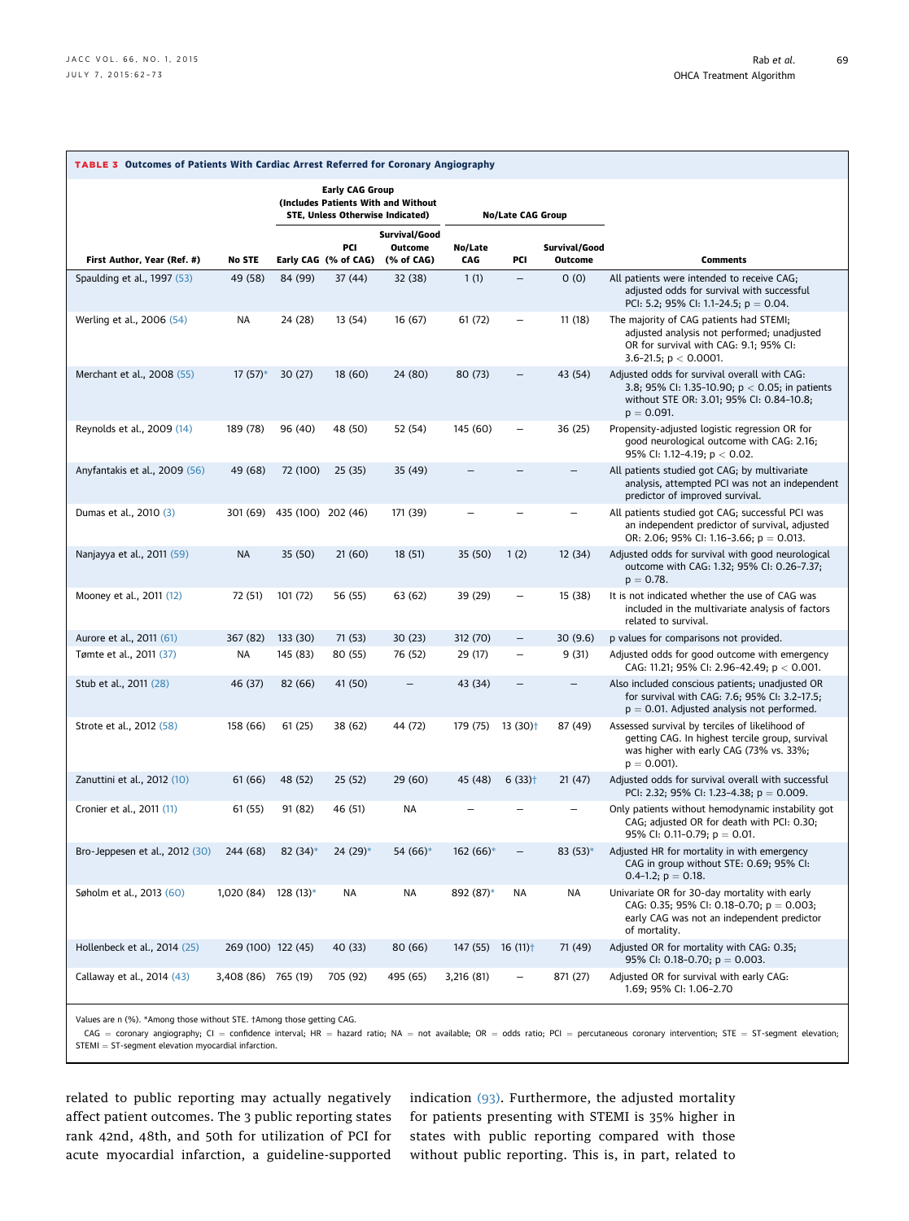**TABLE 3 Outcomes of Patients With Cardiac Arrest Referred for Coronary Angiography**

| | | Early CAG Group (Includes Patients With and Without STE, Unless Otherwise Indicated) | | | No/Late CAG Group | | | |
|---|---|---|---|---|---|---|---|---|
| First Author, Year (Ref. #) | No STE | Early CAG | PCI (% of CAG) | Survival/Good Outcome (% of CAG) | No/Late CAG | PCI | Survival/Good Outcome | Comments |
| Spaulding et al., 1997 (53) | 49 (58) | 84 (99) | 37 (44) | 32 (38) | 1 (1) | — | 0 (0) | All patients were intended to receive CAG; adjusted odds for survival with successful PCI: 5.2; 95% CI: 1.1–24.5; p = 0.04. |
| Werling et al., 2006 (54) | NA | 24 (28) | 13 (54) | 16 (67) | 61 (72) | — | 11 (18) | The majority of CAG patients had STEMI; adjusted analysis not performed; unadjusted OR for survival with CAG: 9.1; 95% CI: 3.6–21.5; p < 0.0001. |
| Merchant et al., 2008 (55) | 17 (57)* | 30 (27) | 18 (60) | 24 (80) | 80 (73) | — | 43 (54) | Adjusted odds for survival overall with CAG: 3.8; 95% CI: 1.35–10.90; p < 0.05; in patients without STE OR: 3.01; 95% CI: 0.84–10.8; p = 0.091. |
| Reynolds et al., 2009 (14) | 189 (78) | 96 (40) | 48 (50) | 52 (54) | 145 (60) | — | 36 (25) | Propensity-adjusted logistic regression OR for good neurological outcome with CAG: 2.16; 95% CI: 1.12–4.19; p < 0.02. |
| Anyfantakis et al., 2009 (56) | 49 (68) | 72 (100) | 25 (35) | 35 (49) | — | — | — | All patients studied got CAG; by multivariate analysis, attempted PCI was not an independent predictor of improved survival. |
| Dumas et al., 2010 (3) | 301 (69) | 435 (100) | 202 (46) | 171 (39) | — | — | — | All patients studied got CAG; successful PCI was an independent predictor of survival, adjusted OR: 2.06; 95% CI: 1.16–3.66; p = 0.013. |
| Nanjayya et al., 2011 (59) | NA | 35 (50) | 21 (60) | 18 (51) | 35 (50) | 1 (2) | 12 (34) | Adjusted odds for survival with good neurological outcome with CAG: 1.32; 95% CI: 0.26–7.37; p = 0.78. |
| Mooney et al., 2011 (12) | 72 (51) | 101 (72) | 56 (55) | 63 (62) | 39 (29) | — | 15 (38) | It is not indicated whether the use of CAG was included in the multivariate analysis of factors related to survival. |
| Aurore et al., 2011 (61) | 367 (82) | 133 (30) | 71 (53) | 30 (23) | 312 (70) | — | 30 (9.6) | p values for comparisons not provided. |
| Tømte et al., 2011 (37) | NA | 145 (83) | 80 (55) | 76 (52) | 29 (17) | — | 9 (31) | Adjusted odds for good outcome with emergency CAG: 11.21; 95% CI: 2.96–42.49; p < 0.001. |
| Stub et al., 2011 (28) | 46 (37) | 82 (66) | 41 (50) | — | 43 (34) | — | — | Also included conscious patients; unadjusted OR for survival with CAG: 7.6; 95% CI: 3.2–17.5; p = 0.01. Adjusted analysis not performed. |
| Strote et al., 2012 (58) | 158 (66) | 61 (25) | 38 (62) | 44 (72) | 179 (75) | 13 (30)† | 87 (49) | Assessed survival by terciles of likelihood of getting CAG. In highest tercile group, survival was higher with early CAG (73% vs. 33%; p = 0.001). |
| Zanuttini et al., 2012 (10) | 61 (66) | 48 (52) | 25 (52) | 29 (60) | 45 (48) | 6 (33)† | 21 (47) | Adjusted odds for survival overall with successful PCI: 2.32; 95% CI: 1.23–4.38; p = 0.009. |
| Cronier et al., 2011 (11) | 61 (55) | 91 (82) | 46 (51) | NA | — | — | — | Only patients without hemodynamic instability got CAG; adjusted OR for death with PCI: 0.30; 95% CI: 0.11–0.79; p = 0.01. |
| Bro-Jeppesen et al., 2012 (30) | 244 (68) | 82 (34)* | 24 (29)* | 54 (66)* | 162 (66)* | — | 83 (53)* | Adjusted HR for mortality in with emergency CAG in group without STE: 0.69; 95% CI: 0.4–1.2; p = 0.18. |
| Søholm et al., 2013 (60) | 1,020 (84) | 128 (13)* | NA | NA | 892 (87)* | NA | NA | Univariate OR for 30-day mortality with early CAG: 0.35; 95% CI: 0.18–0.70; p = 0.003; early CAG was not an independent predictor of mortality. |
| Hollenbeck et al., 2014 (25) | 269 (100) | 122 (45) | 40 (33) | 80 (66) | 147 (55) | 16 (11)† | 71 (49) | Adjusted OR for mortality with CAG: 0.35; 95% CI: 0.18–0.70; p = 0.003. |
| Callaway et al., 2014 (43) | 3,408 (86) | 765 (19) | 705 (92) | 495 (65) | 3,216 (81) | — | 871 (27) | Adjusted OR for survival with early CAG: 1.69; 95% CI: 1.06–2.70 |

Values are n (%). *Among those without STE. †Among those getting CAG.

CAG = coronary angiography; CI = confidence interval; HR = hazard ratio; NA = not available; OR = odds ratio; PCI = percutaneous coronary intervention; STE = ST-segment elevation; STEMI = ST-segment elevation myocardial infarction.

related to public reporting may actually negatively affect patient outcomes. The 3 public reporting states rank 42nd, 48th, and 50th for utilization of PCI for acute myocardial infarction, a guideline-supported indication (93). Furthermore, the adjusted mortality for patients presenting with STEMI is 35% higher in states with public reporting compared with those without public reporting. This is, in part, related to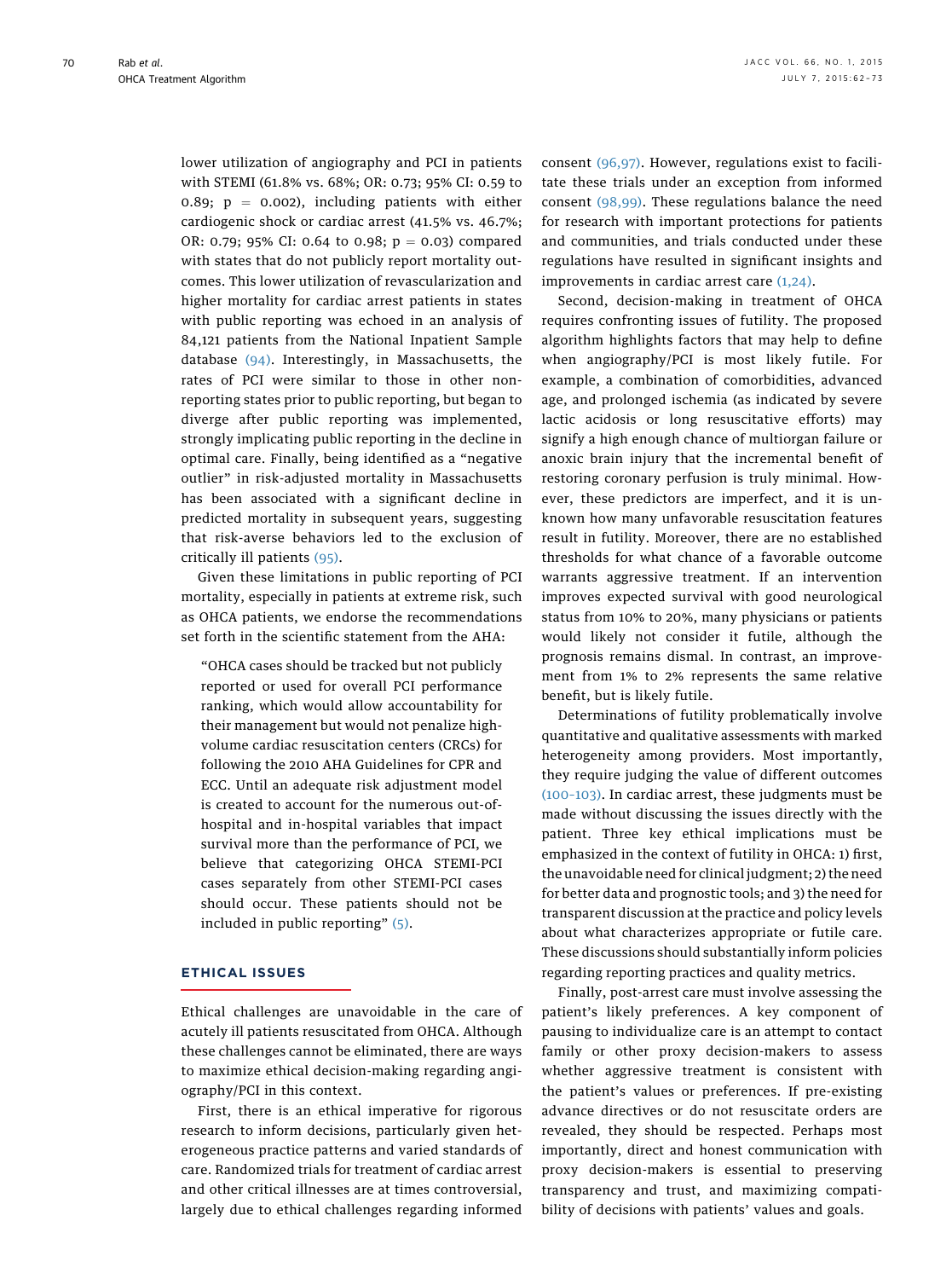lower utilization of angiography and PCI in patients with STEMI (61.8% vs. 68%; OR: 0.73; 95% CI: 0.59 to 0.89; $p = 0.002$), including patients with either cardiogenic shock or cardiac arrest (41.5% vs. 46.7%; OR: 0.79; 95% CI: 0.64 to 0.98; $p = 0.03$) compared with states that do not publicly report mortality outcomes. This lower utilization of revascularization and higher mortality for cardiac arrest patients in states with public reporting was echoed in an analysis of 84,121 patients from the National Inpatient Sample database (94). Interestingly, in Massachusetts, the rates of PCI were similar to those in other nonreporting states prior to public reporting, but began to diverge after public reporting was implemented, strongly implicating public reporting in the decline in optimal care. Finally, being identified as a "negative outlier" in risk-adjusted mortality in Massachusetts has been associated with a significant decline in predicted mortality in subsequent years, suggesting that risk-averse behaviors led to the exclusion of critically ill patients (95).

Given these limitations in public reporting of PCI mortality, especially in patients at extreme risk, such as OHCA patients, we endorse the recommendations set forth in the scientific statement from the AHA:

> "OHCA cases should be tracked but not publicly reported or used for overall PCI performance ranking, which would allow accountability for their management but would not penalize high-volume cardiac resuscitation centers (CRCs) for following the 2010 AHA Guidelines for CPR and ECC. Until an adequate risk adjustment model is created to account for the numerous out-of-hospital and in-hospital variables that impact survival more than the performance of PCI, we believe that categorizing OHCA STEMI-PCI cases separately from other STEMI-PCI cases should occur. These patients should not be included in public reporting" (5).

## ETHICAL ISSUES

Ethical challenges are unavoidable in the care of acutely ill patients resuscitated from OHCA. Although these challenges cannot be eliminated, there are ways to maximize ethical decision-making regarding angiography/PCI in this context.

First, there is an ethical imperative for rigorous research to inform decisions, particularly given heterogeneous practice patterns and varied standards of care. Randomized trials for treatment of cardiac arrest and other critical illnesses are at times controversial, largely due to ethical challenges regarding informed consent (96,97). However, regulations exist to facilitate these trials under an exception from informed consent (98,99). These regulations balance the need for research with important protections for patients and communities, and trials conducted under these regulations have resulted in significant insights and improvements in cardiac arrest care (1,24).

Second, decision-making in treatment of OHCA requires confronting issues of futility. The proposed algorithm highlights factors that may help to define when angiography/PCI is most likely futile. For example, a combination of comorbidities, advanced age, and prolonged ischemia (as indicated by severe lactic acidosis or long resuscitative efforts) may signify a high enough chance of multiorgan failure or anoxic brain injury that the incremental benefit of restoring coronary perfusion is truly minimal. However, these predictors are imperfect, and it is unknown how many unfavorable resuscitation features result in futility. Moreover, there are no established thresholds for what chance of a favorable outcome warrants aggressive treatment. If an intervention improves expected survival with good neurological status from 10% to 20%, many physicians or patients would likely not consider it futile, although the prognosis remains dismal. In contrast, an improvement from 1% to 2% represents the same relative benefit, but is likely futile.

Determinations of futility problematically involve quantitative and qualitative assessments with marked heterogeneity among providers. Most importantly, they require judging the value of different outcomes (100–103). In cardiac arrest, these judgments must be made without discussing the issues directly with the patient. Three key ethical implications must be emphasized in the context of futility in OHCA: 1) first, the unavoidable need for clinical judgment; 2) the need for better data and prognostic tools; and 3) the need for transparent discussion at the practice and policy levels about what characterizes appropriate or futile care. These discussions should substantially inform policies regarding reporting practices and quality metrics.

Finally, post-arrest care must involve assessing the patient's likely preferences. A key component of pausing to individualize care is an attempt to contact family or other proxy decision-makers to assess whether aggressive treatment is consistent with the patient's values or preferences. If pre-existing advance directives or do not resuscitate orders are revealed, they should be respected. Perhaps most importantly, direct and honest communication with proxy decision-makers is essential to preserving transparency and trust, and maximizing compatibility of decisions with patients' values and goals.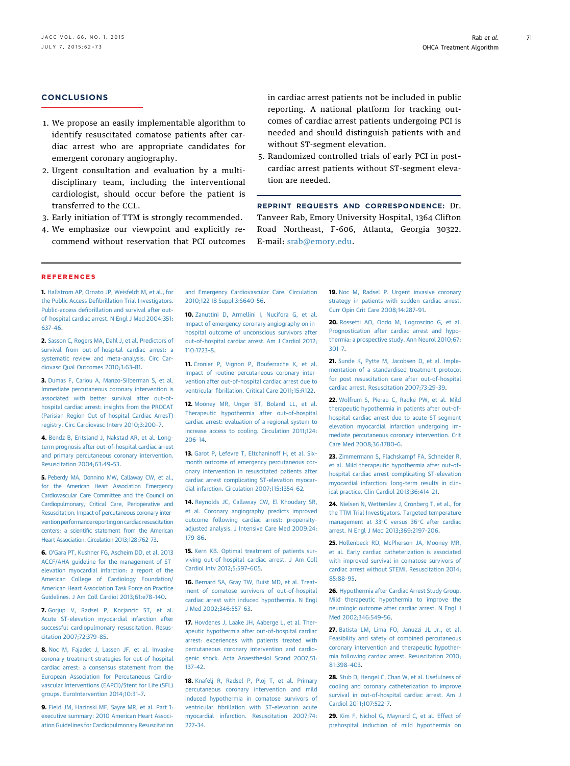## CONCLUSIONS

1. We propose an easily implementable algorithm to identify resuscitated comatose patients after cardiac arrest who are appropriate candidates for emergent coronary angiography.
2. Urgent consultation and evaluation by a multidisciplinary team, including the interventional cardiologist, should occur before the patient is transferred to the CCL.
3. Early initiation of TTM is strongly recommended.
4. We emphasize our viewpoint and explicitly recommend without reservation that PCI outcomes in cardiac arrest patients not be included in public reporting. A national platform for tracking outcomes of cardiac arrest patients undergoing PCI is needed and should distinguish patients with and without ST-segment elevation.
5. Randomized controlled trials of early PCI in post-cardiac arrest patients without ST-segment elevation are needed.

**REPRINT REQUESTS AND CORRESPONDENCE:** Dr. Tanveer Rab, Emory University Hospital, 1364 Clifton Road Northeast, F-606, Atlanta, Georgia 30322. E-mail: srab@emory.edu.

## REFERENCES

**1.** Hallstrom AP, Ornato JP, Weisfeldt M, et al., for the Public Access Defibrillation Trial Investigators. Public-access defibrillation and survival after out-of-hospital cardiac arrest. N Engl J Med 2004;351:637–46.

**2.** Sasson C, Rogers MA, Dahl J, et al. Predictors of survival from out-of-hospital cardiac arrest: a systematic review and meta-analysis. Circ Cardiovasc Qual Outcomes 2010;3:63–81.

**3.** Dumas F, Cariou A, Manzo-Silberman S, et al. Immediate percutaneous coronary intervention is associated with better survival after out-of-hospital cardiac arrest: insights from the PROCAT (Parisian Region Out of hospital Cardiac ArresT) registry. Circ Cardiovasc Interv 2010;3:200–7.

**4.** Bendz B, Eritsland J, Nakstad AR, et al. Long-term prognosis after out-of-hospital cardiac arrest and primary percutaneous coronary intervention. Resuscitation 2004;63:49–53.

**5.** Peberdy MA, Donnino MW, Callaway CW, et al., for the American Heart Association Emergency Cardiovascular Care Committee and the Council on Cardiopulmonary, Critical Care, Perioperative and Resuscitation. Impact of percutaneous coronary intervention performance reporting on cardiac resuscitation centers: a scientific statement from the American Heart Association. Circulation 2013;128:762–73.

**6.** O'Gara PT, Kushner FG, Ascheim DD, et al. 2013 ACCF/AHA guideline for the management of ST-elevation myocardial infarction: a report of the American College of Cardiology Foundation/American Heart Association Task Force on Practice Guidelines. J Am Coll Cardiol 2013;61:e78–140.

**7.** Gorjup V, Radsel P, Kocjancic ST, et al. Acute ST-elevation myocardial infarction after successful cardiopulmonary resuscitation. Resuscitation 2007;72:379–85.

**8.** Noc M, Fajadet J, Lassen JF, et al. Invasive coronary treatment strategies for out-of-hospital cardiac arrest: a consensus statement from the European Association for Percutaneous Cardiovascular Interventions (EAPCI)/Stent for Life (SFL) groups. EuroIntervention 2014;10:31–7.

**9.** Field JM, Hazinski MF, Sayre MR, et al. Part 1: executive summary: 2010 American Heart Association Guidelines for Cardiopulmonary Resuscitation and Emergency Cardiovascular Care. Circulation 2010;122 18 Suppl 3:S640–56.

**10.** Zanuttini D, Armellini I, Nucifora G, et al. Impact of emergency coronary angiography on in-hospital outcome of unconscious survivors after out-of-hospital cardiac arrest. Am J Cardiol 2012;110:1723–8.

**11.** Cronier P, Vignon P, Bouferrache K, et al. Impact of routine percutaneous coronary intervention after out-of-hospital cardiac arrest due to ventricular fibrillation. Critical Care 2011;15:R122.

**12.** Mooney MR, Unger BT, Boland LL, et al. Therapeutic hypothermia after out-of-hospital cardiac arrest: evaluation of a regional system to increase access to cooling. Circulation 2011;124:206–14.

**13.** Garot P, Lefevre T, Eltchaninoff H, et al. Six-month outcome of emergency percutaneous coronary intervention in resuscitated patients after cardiac arrest complicating ST-elevation myocardial infarction. Circulation 2007;115:1354–62.

**14.** Reynolds JC, Callaway CW, El Khoudary SR, et al. Coronary angiography predicts improved outcome following cardiac arrest: propensity-adjusted analysis. J Intensive Care Med 2009;24:179–86.

**15.** Kern KB. Optimal treatment of patients surviving out-of-hospital cardiac arrest. J Am Coll Cardiol Intv 2012;5:597–605.

**16.** Bernard SA, Gray TW, Buist MD, et al. Treatment of comatose survivors of out-of-hospital cardiac arrest with induced hypothermia. N Engl J Med 2002;346:557–63.

**17.** Hovdenes J, Laake JH, Aaberge L, et al. Therapeutic hypothermia after out-of-hospital cardiac arrest: experiences with patients treated with percutaneous coronary intervention and cardiogenic shock. Acta Anaesthesiol Scand 2007;51:137–42.

**18.** Knafelj R, Radsel P, Ploj T, et al. Primary percutaneous coronary intervention and mild induced hypothermia in comatose survivors of ventricular fibrillation with ST-elevation acute myocardial infarction. Resuscitation 2007;74:227–34.

**19.** Noc M, Radsel P. Urgent invasive coronary strategy in patients with sudden cardiac arrest. Curr Opin Crit Care 2008;14:287–91.

**20.** Rossetti AO, Oddo M, Logroscino G, et al. Prognostication after cardiac arrest and hypothermia: a prospective study. Ann Neurol 2010;67:301–7.

**21.** Sunde K, Pytte M, Jacobsen D, et al. Implementation of a standardised treatment protocol for post resuscitation care after out-of-hospital cardiac arrest. Resuscitation 2007;73:29–39.

**22.** Wolfrum S, Pierau C, Radke PW, et al. Mild therapeutic hypothermia in patients after out-of-hospital cardiac arrest due to acute ST-segment elevation myocardial infarction undergoing immediate percutaneous coronary intervention. Crit Care Med 2008;36:1780–6.

**23.** Zimmermann S, Flachskampf FA, Schneider R, et al. Mild therapeutic hypothermia after out-of-hospital cardiac arrest complicating ST-elevation myocardial infarction: long-term results in clinical practice. Clin Cardiol 2013;36:414–21.

**24.** Nielsen N, Wetterslev J, Cronberg T, et al., for the TTM Trial Investigators. Targeted temperature management at 33°C versus 36°C after cardiac arrest. N Engl J Med 2013;369:2197–206.

**25.** Hollenbeck RD, McPherson JA, Mooney MR, et al. Early cardiac catheterization is associated with improved survival in comatose survivors of cardiac arrest without STEMI. Resuscitation 2014;85:88–95.

**26.** Hypothermia after Cardiac Arrest Study Group. Mild therapeutic hypothermia to improve the neurologic outcome after cardiac arrest. N Engl J Med 2002;346:549–56.

**27.** Batista LM, Lima FO, Januzzi JL Jr., et al. Feasibility and safety of combined percutaneous coronary intervention and therapeutic hypothermia following cardiac arrest. Resuscitation 2010;81:398–403.

**28.** Stub D, Hengel C, Chan W, et al. Usefulness of cooling and coronary catheterization to improve survival in out-of-hospital cardiac arrest. Am J Cardiol 2011;107:522–7.

**29.** Kim F, Nichol G, Maynard C, et al. Effect of prehospital induction of mild hypothermia on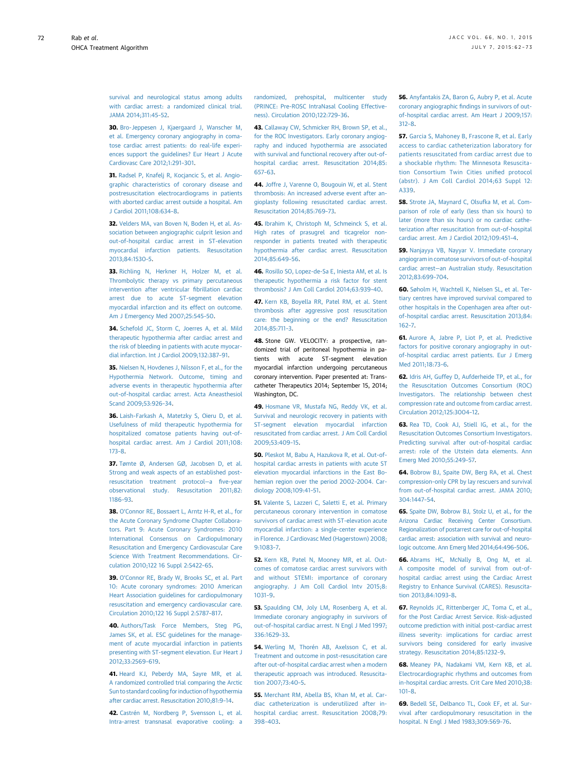survival and neurological status among adults with cardiac arrest: a randomized clinical trial. JAMA 2014;311:45–52.

**30.** Bro-Jeppesen J, Kjaergaard J, Wanscher M, et al. Emergency coronary angiography in comatose cardiac arrest patients: do real-life experiences support the guidelines? Eur Heart J Acute Cardiovasc Care 2012;1:291–301.

**31.** Radsel P, Knafelj R, Kocjancic S, et al. Angiographic characteristics of coronary disease and postresuscitation electrocardiograms in patients with aborted cardiac arrest outside a hospital. Am J Cardiol 2011;108:634–8.

**32.** Velders MA, van Boven N, Boden H, et al. Association between angiographic culprit lesion and out-of-hospital cardiac arrest in ST-elevation myocardial infarction patients. Resuscitation 2013;84:1530–5.

**33.** Richling N, Herkner H, Holzer M, et al. Thrombolytic therapy vs primary percutaneous intervention after ventricular fibrillation cardiac arrest due to acute ST-segment elevation myocardial infarction and its effect on outcome. Am J Emergency Med 2007;25:545–50.

**34.** Schefold JC, Storm C, Joerres A, et al. Mild therapeutic hypothermia after cardiac arrest and the risk of bleeding in patients with acute myocardial infarction. Int J Cardiol 2009;132:387–91.

**35.** Nielsen N, Hovdenes J, Nilsson F, et al., for the Hypothermia Network. Outcome, timing and adverse events in therapeutic hypothermia after out-of-hospital cardiac arrest. Acta Aneasthesiol Scand 2009;53:926–34.

**36.** Laish-Farkash A, Matetzky S, Oieru D, et al. Usefulness of mild therapeutic hypothermia for hospitalized comatose patients having out-of-hospital cardiac arrest. Am J Cardiol 2011;108:173–8.

**37.** Tømte Ø, Andersen GØ, Jacobsen D, et al. Strong and weak aspects of an established post-resuscitation treatment protocol—a five-year observational study. Resuscitation 2011;82:1186–93.

**38.** O'Connor RE, Bossaert L, Arntz H-R, et al., for the Acute Coronary Syndrome Chapter Collaborators. Part 9: Acute Coronary Syndromes: 2010 International Consensus on Cardiopulmonary Resuscitation and Emergency Cardiovascular Care Science With Treatment Recommendations. Circulation 2010;122 16 Suppl 2:S422–65.

**39.** O'Connor RE, Brady W, Brooks SC, et al. Part 10: Acute coronary syndromes: 2010 American Heart Association guidelines for cardiopulmonary resuscitation and emergency cardiovascular care. Circulation 2010;122 16 Suppl 2:S787–817.

**40.** Authors/Task Force Members, Steg PG, James SK, et al. ESC guidelines for the management of acute myocardial infarction in patients presenting with ST-segment elevation. Eur Heart J 2012;33:2569–619.

**41.** Heard KJ, Peberdy MA, Sayre MR, et al. A randomized controlled trial comparing the Arctic Sun to standard cooling for induction of hypothermia after cardiac arrest. Resuscitation 2010;81:9–14.

**42.** Castrén M, Nordberg P, Svensson L, et al. Intra-arrest transnasal evaporative cooling: a randomized, prehospital, multicenter study (PRINCE: Pre-ROSC IntraNasal Cooling Effectiveness). Circulation 2010;122:729–36.

**43.** Callaway CW, Schmicker RH, Brown SP, et al., for the ROC Investigators. Early coronary angiography and induced hypothermia are associated with survival and functional recovery after out-of-hospital cardiac arrest. Resuscitation 2014;85:657–63.

**44.** Joffre J, Varenne O, Bougouin W, et al. Stent thrombosis: An increased adverse event after angioplasty following resuscitated cardiac arrest. Resuscitation 2014;85:769–73.

**45.** Ibrahim K, Christoph M, Schmeinck S, et al. High rates of prasugrel and ticagrelor nonresponder in patients treated with therapeutic hypothermia after cardiac arrest. Resuscitation 2014;85:649–56.

**46.** Rosillo SO, Lopez-de-Sa E, Iniesta AM, et al. Is therapeutic hypothermia a risk factor for stent thrombosis? J Am Coll Cardiol 2014;63:939–40.

**47.** Kern KB, Boyella RR, Patel RM, et al. Stent thrombosis after aggressive post resuscitation care: the beginning or the end? Resuscitation 2014;85:711–3.

**48.** Stone GW. VELOCITY: a prospective, randomized trial of peritoneal hypothermia in patients with acute ST-segment elevation myocardial infarction undergoing percutaneous coronary intervention. Paper presented at: Transcatheter Therapeutics 2014; September 15, 2014; Washington, DC.

**49.** Hosmane VR, Mustafa NG, Reddy VK, et al. Survival and neurologic recovery in patients with ST-segment elevation myocardial infarction resuscitated from cardiac arrest. J Am Coll Cardiol 2009;53:409–15.

**50.** Pleskot M, Babu A, Hazukova R, et al. Out-of-hospital cardiac arrests in patients with acute ST elevation myocardial infarctions in the East Bohemian region over the period 2002–2004. Cardiology 2008;109:41–51.

**51.** Valente S, Lazzeri C, Saletti E, et al. Primary percutaneous coronary intervention in comatose survivors of cardiac arrest with ST-elevation acute myocardial infarction: a single-center experience in Florence. J Cardiovasc Med (Hagerstown) 2008;9:1083–7.

**52.** Kern KB, Patel N, Mooney MR, et al. Outcomes of comatose cardiac arrest survivors with and without STEMI: importance of coronary angiography. J Am Coll Cardiol Intv 2015;8:1031–9.

**53.** Spaulding CM, Joly LM, Rosenberg A, et al. Immediate coronary angiography in survivors of out-of-hospital cardiac arrest. N Engl J Med 1997;336:1629–33.

**54.** Werling M, Thorén AB, Axelsson C, et al. Treatment and outcome in post-resuscitation care after out-of-hospital cardiac arrest when a modern therapeutic approach was introduced. Resuscitation 2007;73:40–5.

**55.** Merchant RM, Abella BS, Khan M, et al. Cardiac catheterization is underutilized after in-hospital cardiac arrest. Resuscitation 2008;79:398–403.

**56.** Anyfantakis ZA, Baron G, Aubry P, et al. Acute coronary angiographic findings in survivors of out-of-hospital cardiac arrest. Am Heart J 2009;157:312–8.

**57.** Garcia S, Mahoney B, Frascone R, et al. Early access to cardiac catheterization laboratory for patients resuscitated from cardiac arrest due to a shockable rhythm: The Minnesota Resuscitation Consortium Twin Cities unified protocol (abstr). J Am Coll Cardiol 2014;63 Suppl 12:A339.

**58.** Strote JA, Maynard C, Olsufka M, et al. Comparison of role of early (less than six hours) to later (more than six hours) or no cardiac catheterization after resuscitation from out-of-hospital cardiac arrest. Am J Cardiol 2012;109:451–4.

**59.** Nanjayya VB, Nayyar V. Immediate coronary angiogram in comatose survivors of out-of-hospital cardiac arrest—an Australian study. Resuscitation 2012;83:699–704.

**60.** Søholm H, Wachtell K, Nielsen SL, et al. Tertiary centres have improved survival compared to other hospitals in the Copenhagen area after out-of-hospital cardiac arrest. Resuscitation 2013;84:162–7.

**61.** Aurore A, Jabre P, Liot P, et al. Predictive factors for positive coronary angiography in out-of-hospital cardiac arrest patients. Eur J Emerg Med 2011;18:73–6.

**62.** Idris AH, Guffey D, Aufderheide TP, et al., for the Resuscitation Outcomes Consortium (ROC) Investigators. The relationship between chest compression rate and outcome from cardiac arrest. Circulation 2012;125:3004–12.

**63.** Rea TD, Cook AJ, Stiell IG, et al., for the Resuscitation Outcomes Consortium Investigators. Predicting survival after out-of-hospital cardiac arrest: role of the Utstein data elements. Ann Emerg Med 2010;55:249–57.

**64.** Bobrow BJ, Spaite DW, Berg RA, et al. Chest compression-only CPR by lay rescuers and survival from out-of-hospital cardiac arrest. JAMA 2010;304:1447–54.

**65.** Spaite DW, Bobrow BJ, Stolz U, et al., for the Arizona Cardiac Receiving Center Consortium. Regionalization of postarrest care for out-of-hospital cardiac arrest: association with survival and neurologic outcome. Ann Emerg Med 2014;64:496–506.

**66.** Abrams HC, McNally B, Ong M, et al. A composite model of survival from out-of-hospital cardiac arrest using the Cardiac Arrest Registry to Enhance Survival (CARES). Resuscitation 2013;84:1093–8.

**67.** Reynolds JC, Rittenberger JC, Toma C, et al., for the Post Cardiac Arrest Service. Risk-adjusted outcome prediction with initial post-cardiac arrest illness severity: implications for cardiac arrest survivors being considered for early invasive strategy. Resuscitation 2014;85:1232–9.

**68.** Meaney PA, Nadakami VM, Kern KB, et al. Electrocardiographic rhythms and outcomes from in-hospital cardiac arrests. Crit Care Med 2010;38:101–8.

**69.** Bedell SE, Delbanco TL, Cook EF, et al. Survival after cardiopulmonary resuscitation in the hospital. N Engl J Med 1983;309:569–76.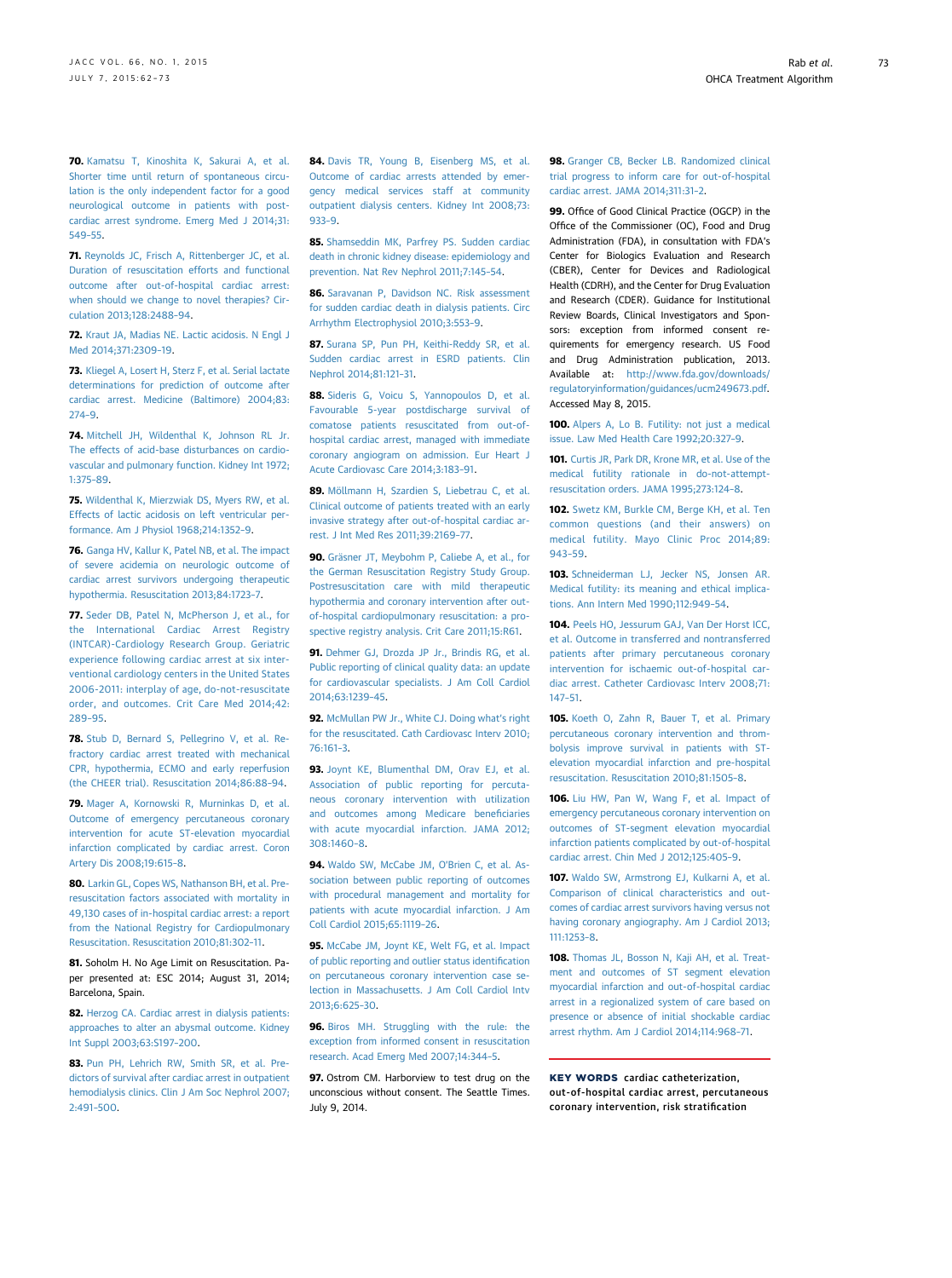**70.** Kamatsu T, Kinoshita K, Sakurai A, et al. Shorter time until return of spontaneous circulation is the only independent factor for a good neurological outcome in patients with postcardiac arrest syndrome. Emerg Med J 2014;31:549–55.

**71.** Reynolds JC, Frisch A, Rittenberger JC, et al. Duration of resuscitation efforts and functional outcome after out-of-hospital cardiac arrest: when should we change to novel therapies? Circulation 2013;128:2488–94.

**72.** Kraut JA, Madias NE. Lactic acidosis. N Engl J Med 2014;371:2309–19.

**73.** Kliegel A, Losert H, Sterz F, et al. Serial lactate determinations for prediction of outcome after cardiac arrest. Medicine (Baltimore) 2004;83:274–9.

**74.** Mitchell JH, Wildenthal K, Johnson RL Jr. The effects of acid-base disturbances on cardiovascular and pulmonary function. Kidney Int 1972;1:375–89.

**75.** Wildenthal K, Mierzwiak DS, Myers RW, et al. Effects of lactic acidosis on left ventricular performance. Am J Physiol 1968;214:1352–9.

**76.** Ganga HV, Kallur K, Patel NB, et al. The impact of severe acidemia on neurologic outcome of cardiac arrest survivors undergoing therapeutic hypothermia. Resuscitation 2013;84:1723–7.

**77.** Seder DB, Patel N, McPherson J, et al., for the International Cardiac Arrest Registry (INTCAR)-Cardiology Research Group. Geriatric experience following cardiac arrest at six interventional cardiology centers in the United States 2006-2011: interplay of age, do-not-resuscitate order, and outcomes. Crit Care Med 2014;42:289–95.

**78.** Stub D, Bernard S, Pellegrino V, et al. Refractory cardiac arrest treated with mechanical CPR, hypothermia, ECMO and early reperfusion (the CHEER trial). Resuscitation 2014;86:88–94.

**79.** Mager A, Kornowski R, Murninkas D, et al. Outcome of emergency percutaneous coronary intervention for acute ST-elevation myocardial infarction complicated by cardiac arrest. Coron Artery Dis 2008;19:615–8.

**80.** Larkin GL, Copes WS, Nathanson BH, et al. Pre-resuscitation factors associated with mortality in 49,130 cases of in-hospital cardiac arrest: a report from the National Registry for Cardiopulmonary Resuscitation. Resuscitation 2010;81:302–11.

**81.** Soholm H. No Age Limit on Resuscitation. Paper presented at: ESC 2014; August 31, 2014; Barcelona, Spain.

**82.** Herzog CA. Cardiac arrest in dialysis patients: approaches to alter an abysmal outcome. Kidney Int Suppl 2003;63:S197–200.

**83.** Pun PH, Lehrich RW, Smith SR, et al. Predictors of survival after cardiac arrest in outpatient hemodialysis clinics. Clin J Am Soc Nephrol 2007;2:491–500.

**84.** Davis TR, Young B, Eisenberg MS, et al. Outcome of cardiac arrests attended by emergency medical services staff at community outpatient dialysis centers. Kidney Int 2008;73:933–9.

**85.** Shamseddin MK, Parfrey PS. Sudden cardiac death in chronic kidney disease: epidemiology and prevention. Nat Rev Nephrol 2011;7:145–54.

**86.** Saravanan P, Davidson NC. Risk assessment for sudden cardiac death in dialysis patients. Circ Arrhythm Electrophysiol 2010;3:553–9.

**87.** Surana SP, Pun PH, Keithi-Reddy SR, et al. Sudden cardiac arrest in ESRD patients. Clin Nephrol 2014;81:121–31.

**88.** Sideris G, Voicu S, Yannopoulos D, et al. Favourable 5-year postdischarge survival of comatose patients resuscitated from out-of-hospital cardiac arrest, managed with immediate coronary angiogram on admission. Eur Heart J Acute Cardiovasc Care 2014;3:183–91.

**89.** Möllmann H, Szardien S, Liebetrau C, et al. Clinical outcome of patients treated with an early invasive strategy after out-of-hospital cardiac arrest. J Int Med Res 2011;39:2169–77.

**90.** Gräsner JT, Meybohm P, Caliebe A, et al., for the German Resuscitation Registry Study Group. Postresuscitation care with mild therapeutic hypothermia and coronary intervention after out-of-hospital cardiopulmonary resuscitation: a prospective registry analysis. Crit Care 2011;15:R61.

**91.** Dehmer GJ, Drozda JP Jr., Brindis RG, et al. Public reporting of clinical quality data: an update for cardiovascular specialists. J Am Coll Cardiol 2014;63:1239–45.

**92.** McMullan PW Jr., White CJ. Doing what's right for the resuscitated. Cath Cardiovasc Interv 2010;76:161–3.

**93.** Joynt KE, Blumenthal DM, Orav EJ, et al. Association of public reporting for percutaneous coronary intervention with utilization and outcomes among Medicare beneficiaries with acute myocardial infarction. JAMA 2012;308:1460–8.

**94.** Waldo SW, McCabe JM, O'Brien C, et al. Association between public reporting of outcomes with procedural management and mortality for patients with acute myocardial infarction. J Am Coll Cardiol 2015;65:1119–26.

**95.** McCabe JM, Joynt KE, Welt FG, et al. Impact of public reporting and outlier status identification on percutaneous coronary intervention case selection in Massachusetts. J Am Coll Cardiol Intv 2013;6:625–30.

**96.** Biros MH. Struggling with the rule: the exception from informed consent in resuscitation research. Acad Emerg Med 2007;14:344–5.

**97.** Ostrom CM. Harborview to test drug on the unconscious without consent. The Seattle Times. July 9, 2014.

**98.** Granger CB, Becker LB. Randomized clinical trial progress to inform care for out-of-hospital cardiac arrest. JAMA 2014;311:31–2.

**99.** Office of Good Clinical Practice (OGCP) in the Office of the Commissioner (OC), Food and Drug Administration (FDA), in consultation with FDA's Center for Biologics Evaluation and Research (CBER), Center for Devices and Radiological Health (CDRH), and the Center for Drug Evaluation and Research (CDER). Guidance for Institutional Review Boards, Clinical Investigators and Sponsors: exception from informed consent requirements for emergency research. US Food and Drug Administration publication, 2013. Available at: http://www.fda.gov/downloads/regulatoryinformation/guidances/ucm249673.pdf. Accessed May 8, 2015.

**100.** Alpers A, Lo B. Futility: not just a medical issue. Law Med Health Care 1992;20:327–9.

**101.** Curtis JR, Park DR, Krone MR, et al. Use of the medical futility rationale in do-not-attempt-resuscitation orders. JAMA 1995;273:124–8.

**102.** Swetz KM, Burkle CM, Berge KH, et al. Ten common questions (and their answers) on medical futility. Mayo Clinic Proc 2014;89:943–59.

**103.** Schneiderman LJ, Jecker NS, Jonsen AR. Medical futility: its meaning and ethical implications. Ann Intern Med 1990;112:949–54.

**104.** Peels HO, Jessurum GAJ, Van Der Horst ICC, et al. Outcome in transferred and nontransferred patients after primary percutaneous coronary intervention for ischaemic out-of-hospital cardiac arrest. Catheter Cardiovasc Interv 2008;71:147–51.

**105.** Koeth O, Zahn R, Bauer T, et al. Primary percutaneous coronary intervention and thrombolysis improve survival in patients with ST-elevation myocardial infarction and pre-hospital resuscitation. Resuscitation 2010;81:1505–8.

**106.** Liu HW, Pan W, Wang F, et al. Impact of emergency percutaneous coronary intervention on outcomes of ST-segment elevation myocardial infarction patients complicated by out-of-hospital cardiac arrest. Chin Med J 2012;125:405–9.

**107.** Waldo SW, Armstrong EJ, Kulkarni A, et al. Comparison of clinical characteristics and outcomes of cardiac arrest survivors having versus not having coronary angiography. Am J Cardiol 2013;111:1253–8.

**108.** Thomas JL, Bosson N, Kaji AH, et al. Treatment and outcomes of ST segment elevation myocardial infarction and out-of-hospital cardiac arrest in a regionalized system of care based on presence or absence of initial shockable cardiac arrest rhythm. Am J Cardiol 2014;114:968–71.

**KEY WORDS** cardiac catheterization, out-of-hospital cardiac arrest, percutaneous coronary intervention, risk stratification